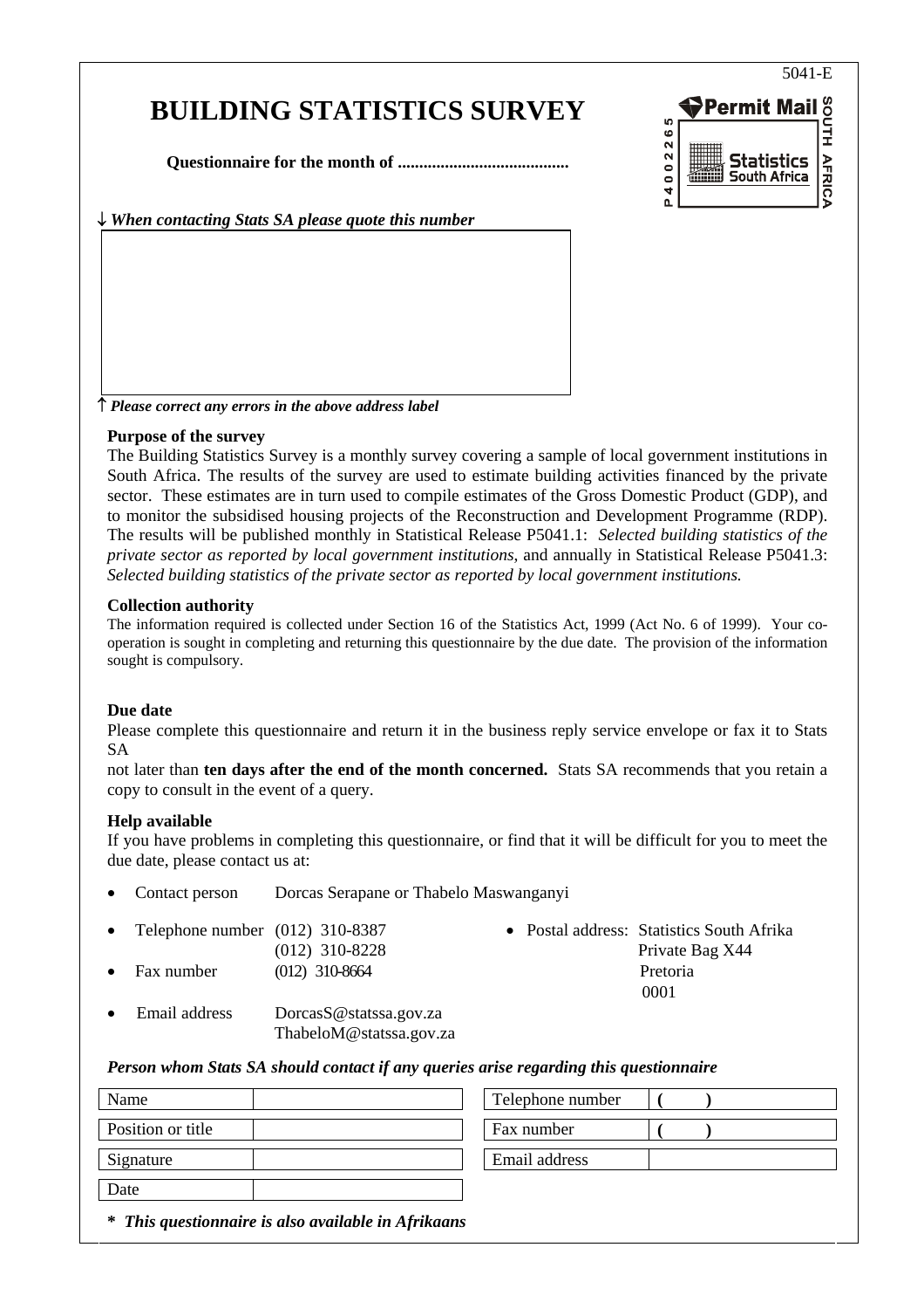5041-E

# BUILDING STATISTICS SURVEY

**Questionnaire for the month of ........................................**

Permit Mail SOUTH AFRICA
P 4 0 0 2 2 6 5
Statistics South Africa

↓ *When contacting Stats SA please quote this number*

↑ *Please correct any errors in the above address label*

**Purpose of the survey**

The Building Statistics Survey is a monthly survey covering a sample of local government institutions in South Africa. The results of the survey are used to estimate building activities financed by the private sector. These estimates are in turn used to compile estimates of the Gross Domestic Product (GDP), and to monitor the subsidised housing projects of the Reconstruction and Development Programme (RDP). The results will be published monthly in Statistical Release P5041.1: *Selected building statistics of the private sector as reported by local government institutions*, and annually in Statistical Release P5041.3: *Selected building statistics of the private sector as reported by local government institutions.*

**Collection authority**

The information required is collected under Section 16 of the Statistics Act, 1999 (Act No. 6 of 1999). Your co-operation is sought in completing and returning this questionnaire by the due date. The provision of the information sought is compulsory.

**Due date**

Please complete this questionnaire and return it in the business reply service envelope or fax it to Stats SA
not later than **ten days after the end of the month concerned.** Stats SA recommends that you retain a copy to consult in the event of a query.

**Help available**

If you have problems in completing this questionnaire, or find that it will be difficult for you to meet the due date, please contact us at:

- Contact person Dorcas Serapane or Thabelo Maswanganyi
- Telephone number (012) 310-8387
  (012) 310-8228
- Fax number (012) 310-8664
- Email address DorcasS@statssa.gov.za
  ThabeloM@statssa.gov.za
- Postal address: Statistics South Afrika
  Private Bag X44
  Pretoria
  0001

***Person whom Stats SA should contact if any queries arise regarding this questionnaire***

| | | | |
|---|---|---|---|
| Name | | Telephone number | ( ) |
| Position or title | | Fax number | ( ) |
| Signature | | Email address | |
| Date | | | |

**\*** ***This questionnaire is also available in Afrikaans***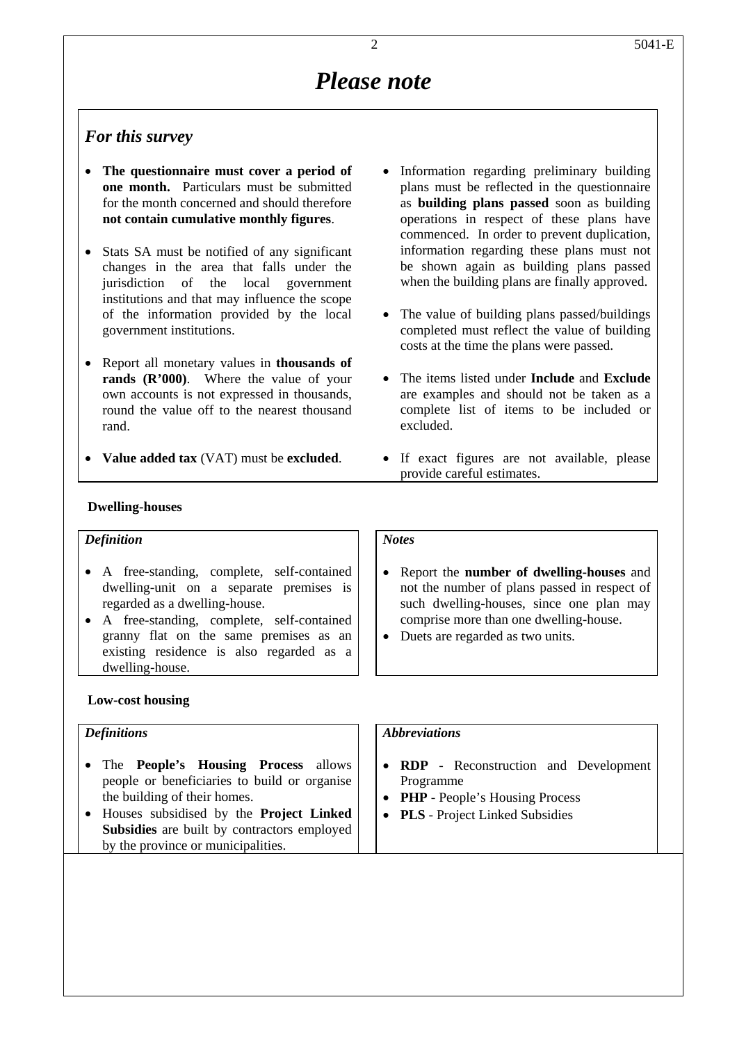# *Please note*

## *For this survey*

- **The questionnaire must cover a period of one month.** Particulars must be submitted for the month concerned and should therefore **not contain cumulative monthly figures**.
- Stats SA must be notified of any significant changes in the area that falls under the jurisdiction of the local government institutions and that may influence the scope of the information provided by the local government institutions.
- Report all monetary values in **thousands of rands (R'000)**. Where the value of your own accounts is not expressed in thousands, round the value off to the nearest thousand rand.
- **Value added tax** (VAT) must be **excluded**.
- Information regarding preliminary building plans must be reflected in the questionnaire as **building plans passed** soon as building operations in respect of these plans have commenced. In order to prevent duplication, information regarding these plans must not be shown again as building plans passed when the building plans are finally approved.
- The value of building plans passed/buildings completed must reflect the value of building costs at the time the plans were passed.
- The items listed under **Include** and **Exclude** are examples and should not be taken as a complete list of items to be included or excluded.
- If exact figures are not available, please provide careful estimates.

### Dwelling-houses

*Definition*

- A free-standing, complete, self-contained dwelling-unit on a separate premises is regarded as a dwelling-house.
- A free-standing, complete, self-contained granny flat on the same premises as an existing residence is also regarded as a dwelling-house.

*Notes*

- Report the **number of dwelling-houses** and not the number of plans passed in respect of such dwelling-houses, since one plan may comprise more than one dwelling-house.
- Duets are regarded as two units.

### Low-cost housing

*Definitions*

- The **People's Housing Process** allows people or beneficiaries to build or organise the building of their homes.
- Houses subsidised by the **Project Linked Subsidies** are built by contractors employed by the province or municipalities.

*Abbreviations*

- **RDP** - Reconstruction and Development Programme
- **PHP** - People's Housing Process
- **PLS** - Project Linked Subsidies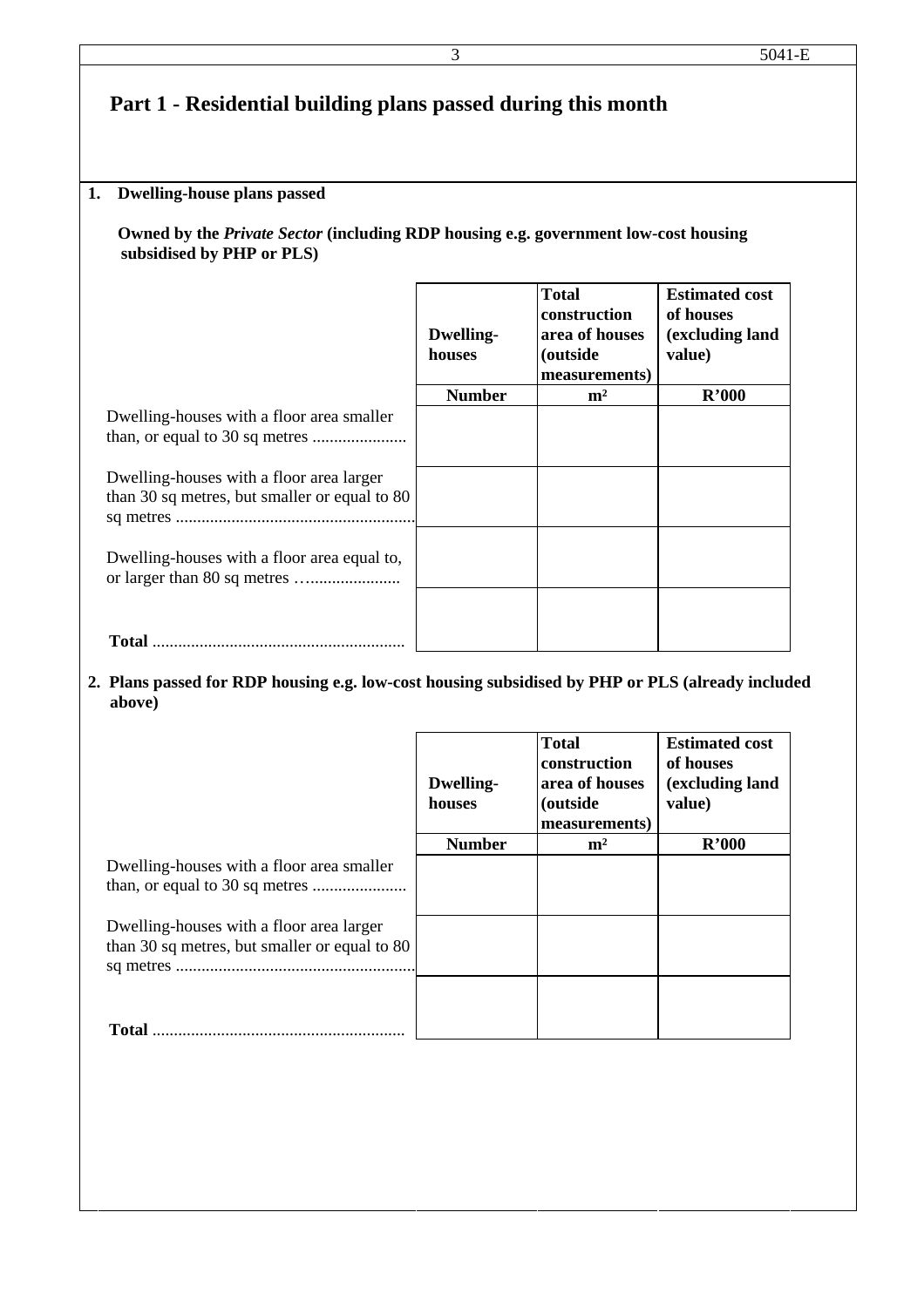# Part 1 - Residential building plans passed during this month

**1. Dwelling-house plans passed**

**Owned by the *Private Sector* (including RDP housing e.g. government low-cost housing subsidised by PHP or PLS)**

| | Dwelling-houses | Total construction area of houses (outside measurements) | Estimated cost of houses (excluding land value) |
|---|---|---|---|
| | Number | m² | R'000 |
| Dwelling-houses with a floor area smaller than, or equal to 30 sq metres ...................... | | | |
| Dwelling-houses with a floor area larger than 30 sq metres, but smaller or equal to 80 sq metres ........................................................ | | | |
| Dwelling-houses with a floor area equal to, or larger than 80 sq metres …..................... | | | |
| **Total** ........................................................... | | | |

**2. Plans passed for RDP housing e.g. low-cost housing subsidised by PHP or PLS (already included above)**

| | Dwelling-houses | Total construction area of houses (outside measurements) | Estimated cost of houses (excluding land value) |
|---|---|---|---|
| | Number | m² | R'000 |
| Dwelling-houses with a floor area smaller than, or equal to 30 sq metres ...................... | | | |
| Dwelling-houses with a floor area larger than 30 sq metres, but smaller or equal to 80 sq metres ........................................................ | | | |
| **Total** ........................................................... | | | |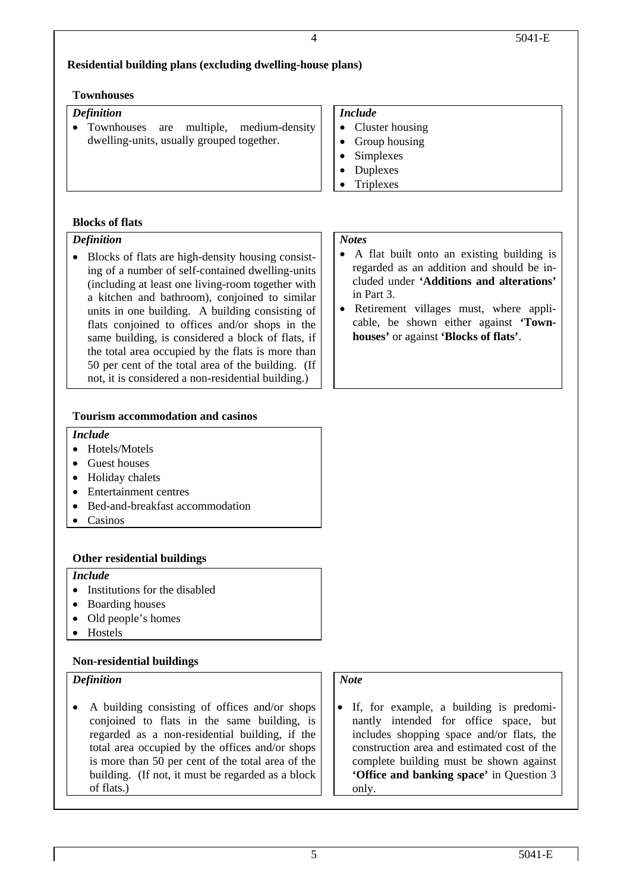## Residential building plans (excluding dwelling-house plans)

### Townhouses

*Definition*

- Townhouses are multiple, medium-density dwelling-units, usually grouped together.

*Include*

- Cluster housing
- Group housing
- Simplexes
- Duplexes
- Triplexes

### Blocks of flats

*Definition*

- Blocks of flats are high-density housing consisting of a number of self-contained dwelling-units (including at least one living-room together with a kitchen and bathroom), conjoined to similar units in one building. A building consisting of flats conjoined to offices and/or shops in the same building, is considered a block of flats, if the total area occupied by the flats is more than 50 per cent of the total area of the building. (If not, it is considered a non-residential building.)

*Notes*

- A flat built onto an existing building is regarded as an addition and should be included under **'Additions and alterations'** in Part 3.
- Retirement villages must, where applicable, be shown either against **'Townhouses'** or against **'Blocks of flats'**.

### Tourism accommodation and casinos

*Include*

- Hotels/Motels
- Guest houses
- Holiday chalets
- Entertainment centres
- Bed-and-breakfast accommodation
- Casinos

### Other residential buildings

*Include*

- Institutions for the disabled
- Boarding houses
- Old people's homes
- Hostels

### Non-residential buildings

*Definition*

- A building consisting of offices and/or shops conjoined to flats in the same building, is regarded as a non-residential building, if the total area occupied by the offices and/or shops is more than 50 per cent of the total area of the building. (If not, it must be regarded as a block of flats.)

*Note*

- If, for example, a building is predominantly intended for office space, but includes shopping space and/or flats, the construction area and estimated cost of the complete building must be shown against **'Office and banking space'** in Question 3 only.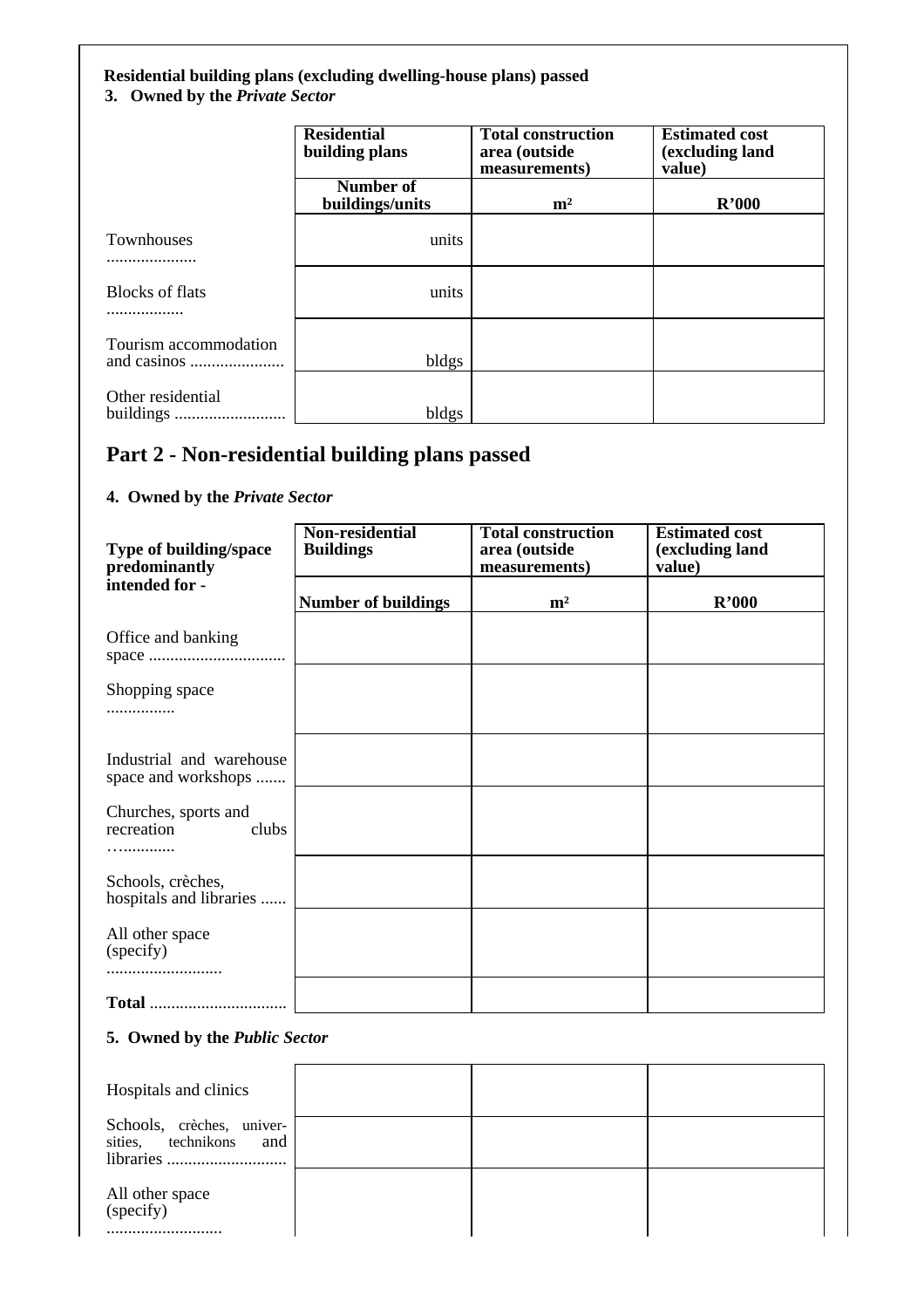**Residential building plans (excluding dwelling-house plans) passed**

**3. Owned by the *Private Sector***

| | Residential building plans | Total construction area (outside measurements) | Estimated cost (excluding land value) |
|---|---|---|---|
| | Number of buildings/units | m² | R'000 |
| Townhouses ..................... | units | | |
| Blocks of flats .................. | units | | |
| Tourism accommodation and casinos ...................... | bldgs | | |
| Other residential buildings .......................... | bldgs | | |

## Part 2 - Non-residential building plans passed

**4. Owned by the *Private Sector***

| Type of building/space predominantly intended for - | Non-residential Buildings | Total construction area (outside measurements) | Estimated cost (excluding land value) |
|---|---|---|---|
| | Number of buildings | m² | R'000 |
| Office and banking space ................................ | | | |
| Shopping space ................ | | | |
| Industrial and warehouse space and workshops ....... | | | |
| Churches, sports and recreation clubs …............ | | | |
| Schools, crèches, hospitals and libraries ...... | | | |
| All other space (specify) ........................... | | | |
| **Total** ................................ | | | |

**5. Owned by the *Public Sector***

| | | | |
|---|---|---|---|
| Hospitals and clinics | | | |
| Schools, crèches, universities, technikons and libraries ............................ | | | |
| All other space (specify) ........................... | | | |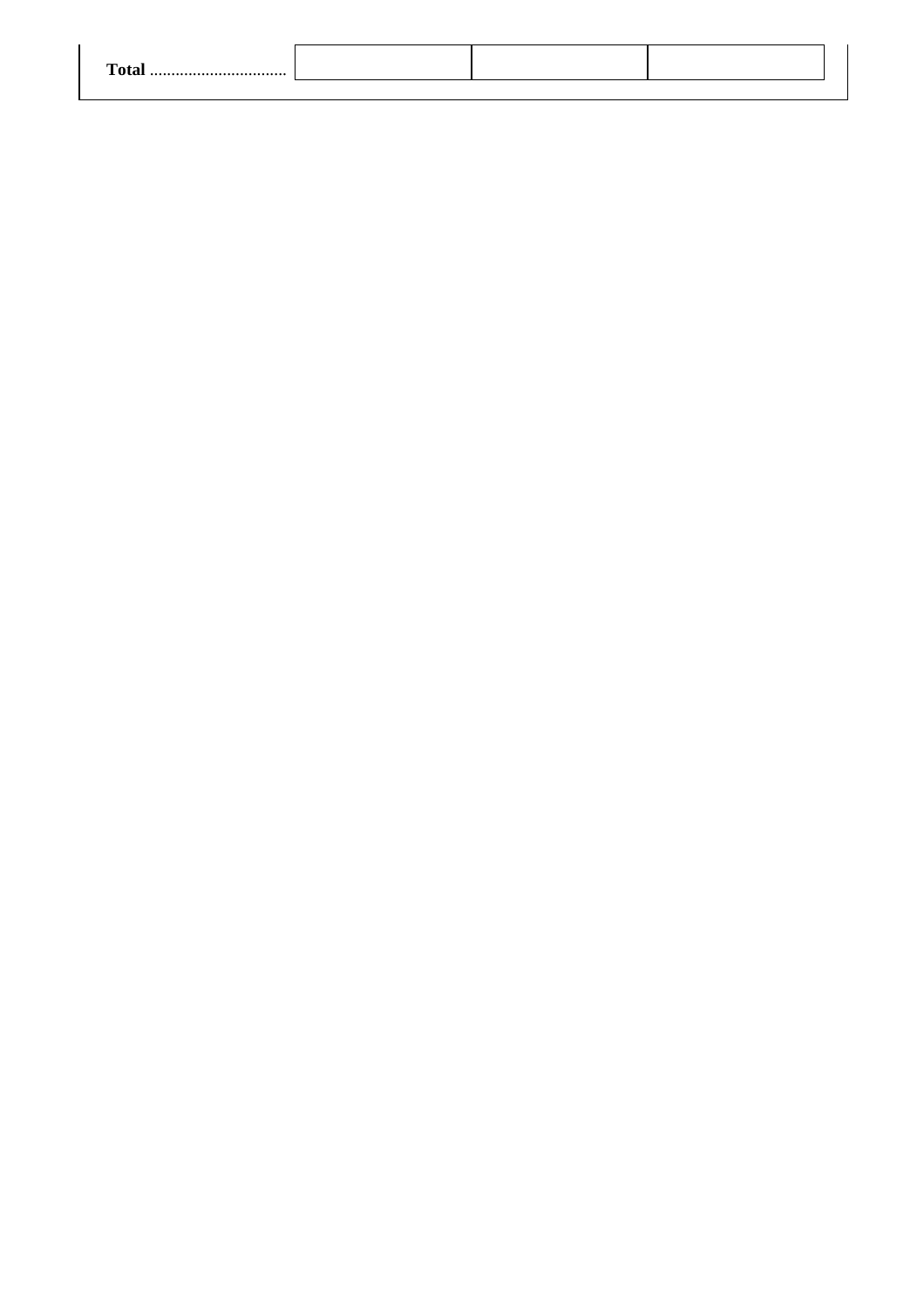| **Total** ................................ | | | |
|---|---|---|---|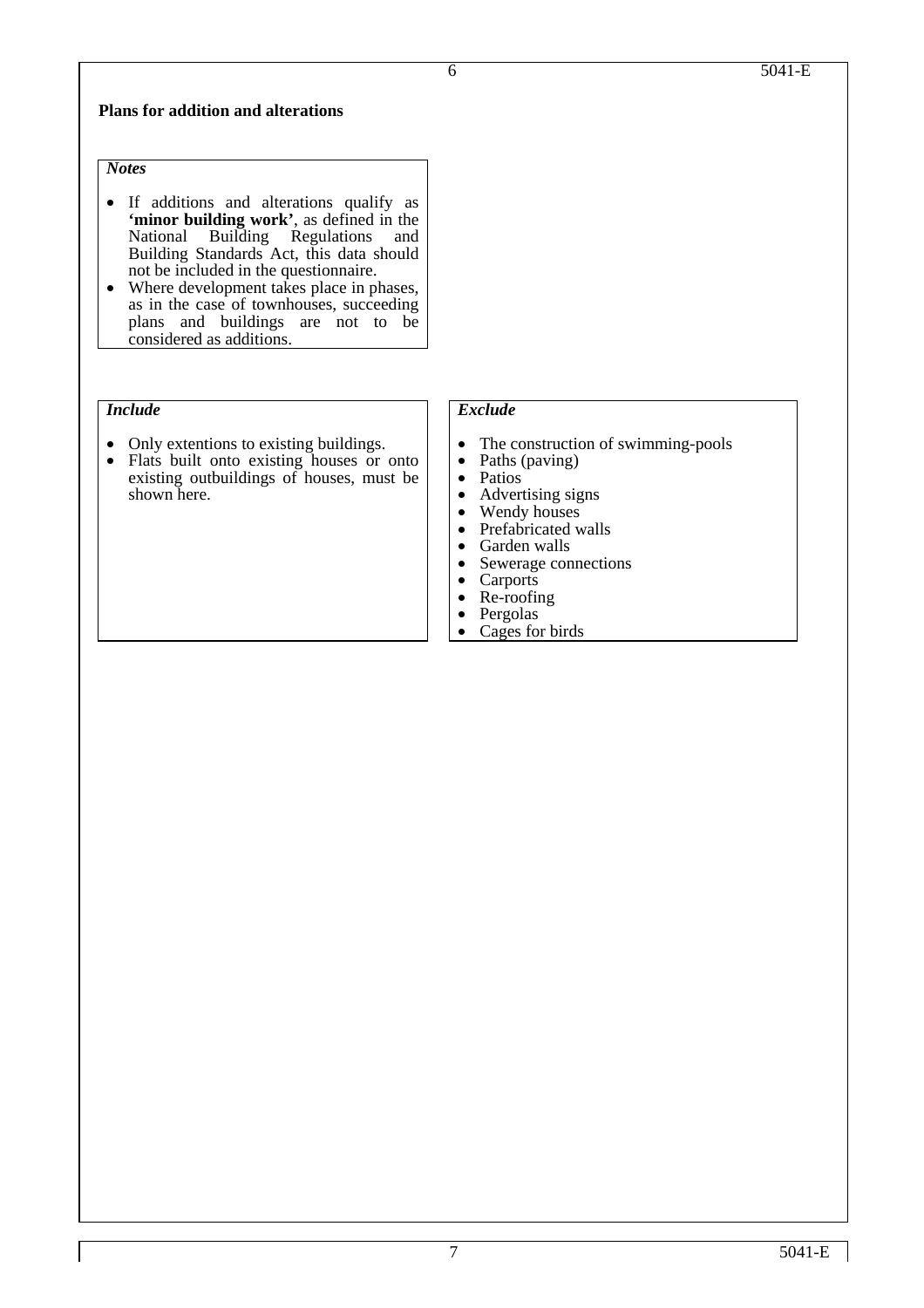**Plans for addition and alterations**

*Notes*

- If additions and alterations qualify as **'minor building work'**, as defined in the National Building Regulations and Building Standards Act, this data should not be included in the questionnaire.
- Where development takes place in phases, as in the case of townhouses, succeeding plans and buildings are not to be considered as additions.

*Include*

- Only extentions to existing buildings.
- Flats built onto existing houses or onto existing outbuildings of houses, must be shown here.

*Exclude*

- The construction of swimming-pools
- Paths (paving)
- Patios
- Advertising signs
- Wendy houses
- Prefabricated walls
- Garden walls
- Sewerage connections
- Carports
- Re-roofing
- Pergolas
- Cages for birds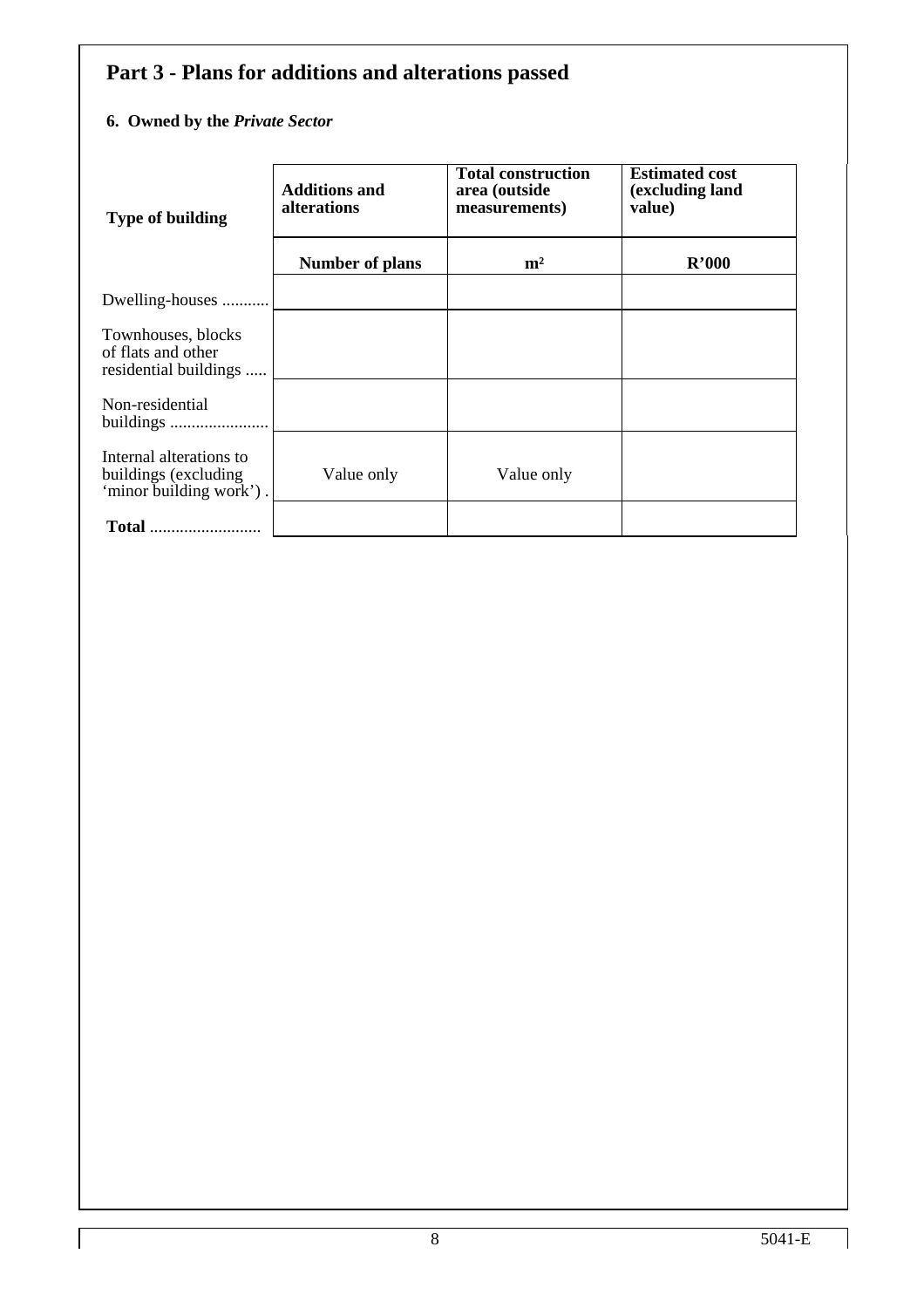## Part 3 - Plans for additions and alterations passed

### 6. Owned by the *Private Sector*

| Type of building | Additions and alterations | Total construction area (outside measurements) | Estimated cost (excluding land value) |
|---|---|---|---|
| | **Number of plans** | **m²** | **R'000** |
| Dwelling-houses ........... | | | |
| Townhouses, blocks of flats and other residential buildings ..... | | | |
| Non-residential buildings ....................... | | | |
| Internal alterations to buildings (excluding 'minor building work') . | Value only | Value only | |
| **Total** .......................... | | | |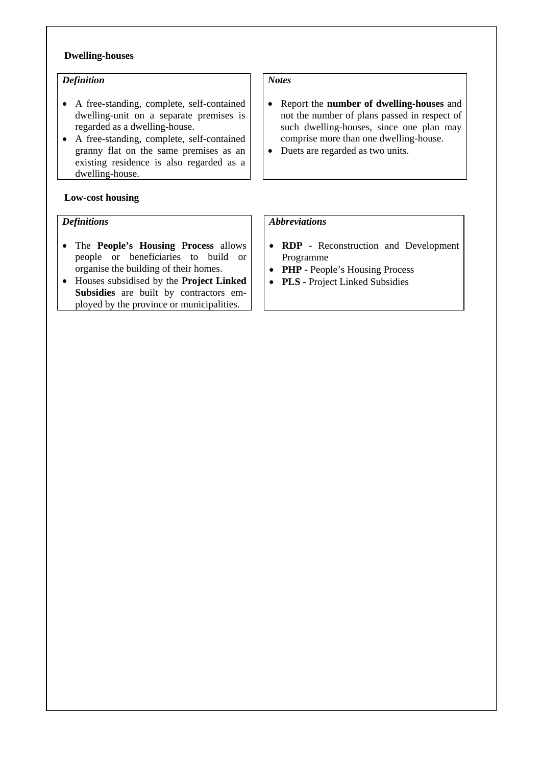**Dwelling-houses**

*Definition*

- A free-standing, complete, self-contained dwelling-unit on a separate premises is regarded as a dwelling-house.
- A free-standing, complete, self-contained granny flat on the same premises as an existing residence is also regarded as a dwelling-house.

*Notes*

- Report the **number of dwelling-houses** and not the number of plans passed in respect of such dwelling-houses, since one plan may comprise more than one dwelling-house.
- Duets are regarded as two units.

**Low-cost housing**

*Definitions*

- The **People's Housing Process** allows people or beneficiaries to build or organise the building of their homes.
- Houses subsidised by the **Project Linked Subsidies** are built by contractors employed by the province or municipalities.

*Abbreviations*

- **RDP** - Reconstruction and Development Programme
- **PHP** - People's Housing Process
- **PLS** - Project Linked Subsidies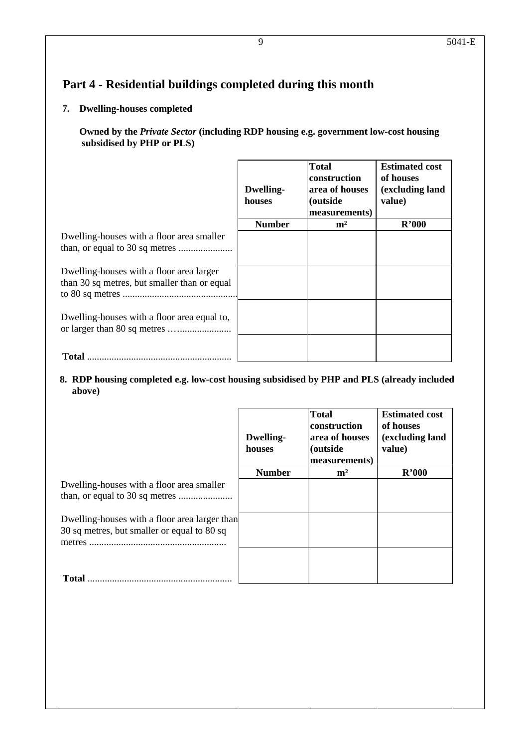# Part 4 - Residential buildings completed during this month

**7. Dwelling-houses completed**

**Owned by the *Private Sector* (including RDP housing e.g. government low-cost housing subsidised by PHP or PLS)**

| | Dwelling-houses | Total construction area of houses (outside measurements) | Estimated cost of houses (excluding land value) |
|---|---|---|---|
| | **Number** | **m²** | **R'000** |
| Dwelling-houses with a floor area smaller than, or equal to 30 sq metres ...................... | | | |
| Dwelling-houses with a floor area larger than 30 sq metres, but smaller than or equal to 80 sq metres .............................................. | | | |
| Dwelling-houses with a floor area equal to, or larger than 80 sq metres …..................... | | | |
| **Total** .......................................................... | | | |

**8. RDP housing completed e.g. low-cost housing subsidised by PHP and PLS (already included above)**

| | Dwelling-houses | Total construction area of houses (outside measurements) | Estimated cost of houses (excluding land value) |
|---|---|---|---|
| | **Number** | **m²** | **R'000** |
| Dwelling-houses with a floor area smaller than, or equal to 30 sq metres ...................... | | | |
| Dwelling-houses with a floor area larger than 30 sq metres, but smaller or equal to 80 sq metres ....................................................... | | | |
| **Total** .......................................................... | | | |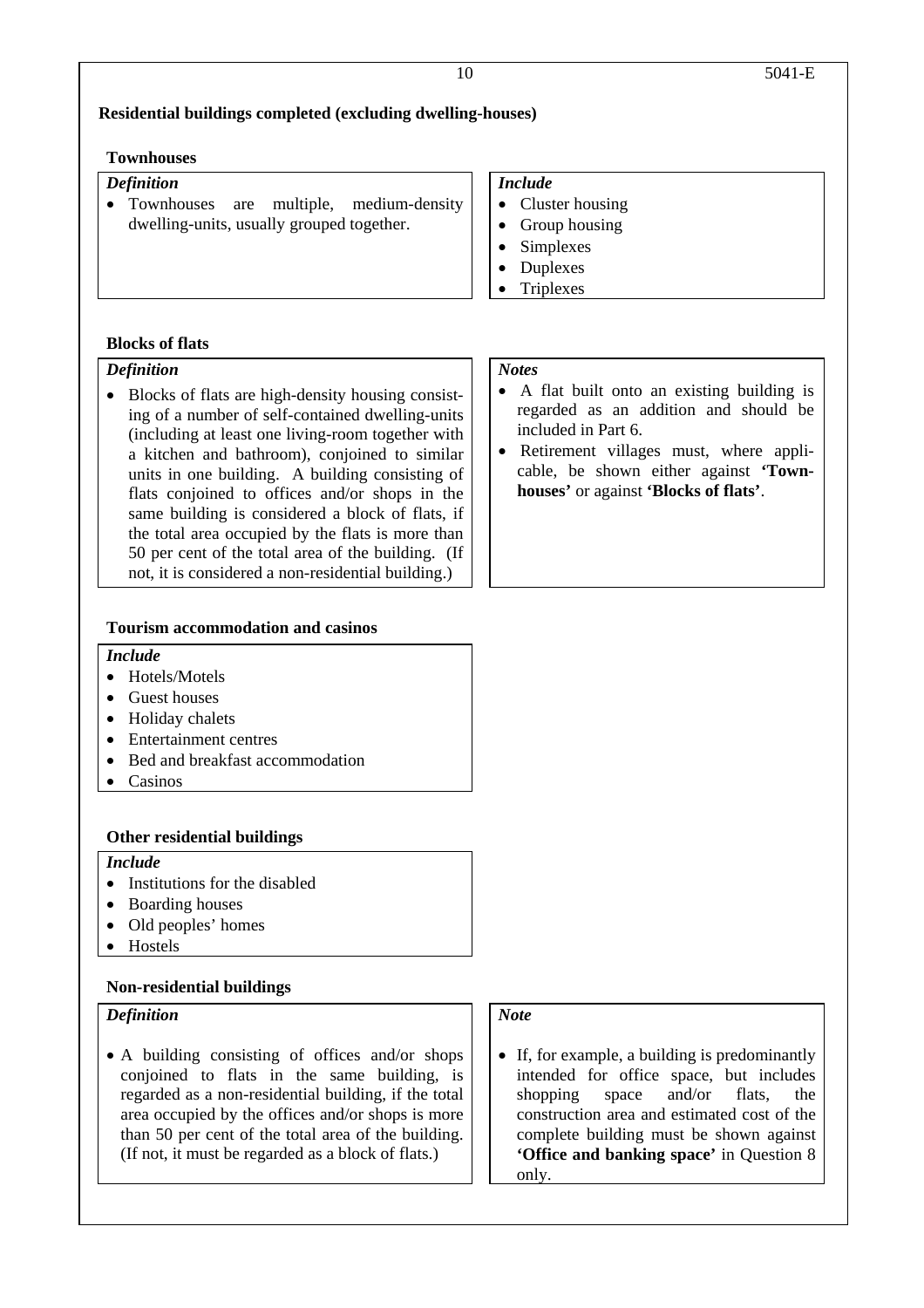## Residential buildings completed (excluding dwelling-houses)

### Townhouses

*Definition*

- Townhouses are multiple, medium-density dwelling-units, usually grouped together.

*Include*

- Cluster housing
- Group housing
- Simplexes
- Duplexes
- Triplexes

### Blocks of flats

*Definition*

- Blocks of flats are high-density housing consisting of a number of self-contained dwelling-units (including at least one living-room together with a kitchen and bathroom), conjoined to similar units in one building. A building consisting of flats conjoined to offices and/or shops in the same building is considered a block of flats, if the total area occupied by the flats is more than 50 per cent of the total area of the building. (If not, it is considered a non-residential building.)

*Notes*

- A flat built onto an existing building is regarded as an addition and should be included in Part 6.
- Retirement villages must, where applicable, be shown either against **'Townhouses'** or against **'Blocks of flats'**.

### Tourism accommodation and casinos

*Include*

- Hotels/Motels
- Guest houses
- Holiday chalets
- Entertainment centres
- Bed and breakfast accommodation
- Casinos

### Other residential buildings

*Include*

- Institutions for the disabled
- Boarding houses
- Old peoples' homes
- Hostels

### Non-residential buildings

*Definition*

- A building consisting of offices and/or shops conjoined to flats in the same building, is regarded as a non-residential building, if the total area occupied by the offices and/or shops is more than 50 per cent of the total area of the building. (If not, it must be regarded as a block of flats.)

*Note*

- If, for example, a building is predominantly intended for office space, but includes shopping space and/or flats, the construction area and estimated cost of the complete building must be shown against **'Office and banking space'** in Question 8 only.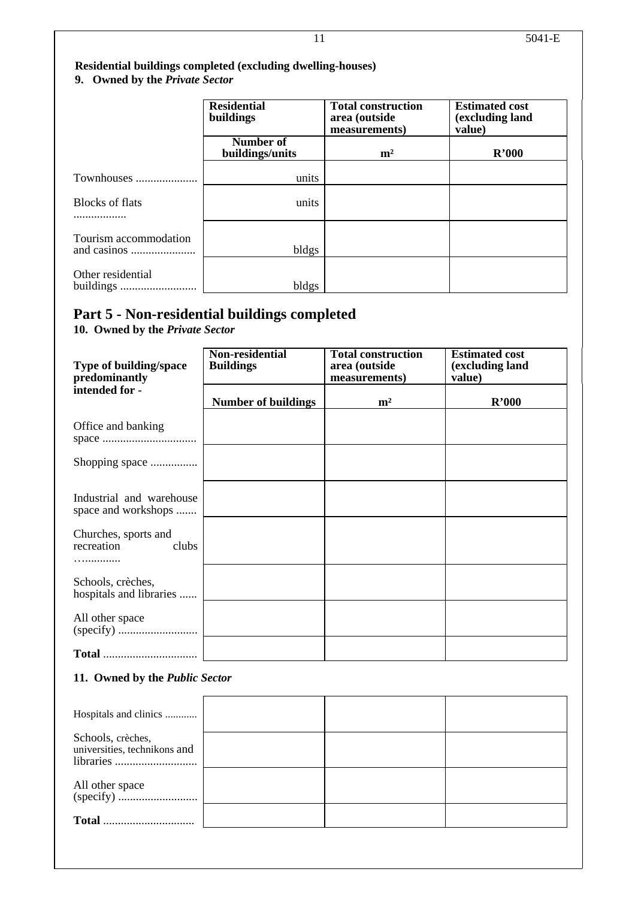**Residential buildings completed (excluding dwelling-houses)**

**9. Owned by the *Private Sector***

| | Residential buildings | Total construction area (outside measurements) | Estimated cost (excluding land value) |
|---|---|---|---|
| | Number of buildings/units | m² | R'000 |
| Townhouses ..................... | units | | |
| Blocks of flats .................. | units | | |
| Tourism accommodation and casinos ...................... | bldgs | | |
| Other residential buildings .......................... | bldgs | | |

# Part 5 - Non-residential buildings completed

**10. Owned by the *Private Sector***

| Type of building/space predominantly intended for - | Non-residential Buildings | Total construction area (outside measurements) | Estimated cost (excluding land value) |
|---|---|---|---|
| | Number of buildings | m² | R'000 |
| Office and banking space ................................ | | | |
| Shopping space ................ | | | |
| Industrial and warehouse space and workshops ....... | | | |
| Churches, sports and recreation clubs …............ | | | |
| Schools, crèches, hospitals and libraries ...... | | | |
| All other space (specify) ........................... | | | |
| **Total** ................................ | | | |

**11. Owned by the *Public Sector***

| | | | |
|---|---|---|---|
| Hospitals and clinics ............ | | | |
| Schools, crèches, universities, technikons and libraries ............................ | | | |
| All other space (specify) ........................... | | | |
| **Total** ............................... | | | |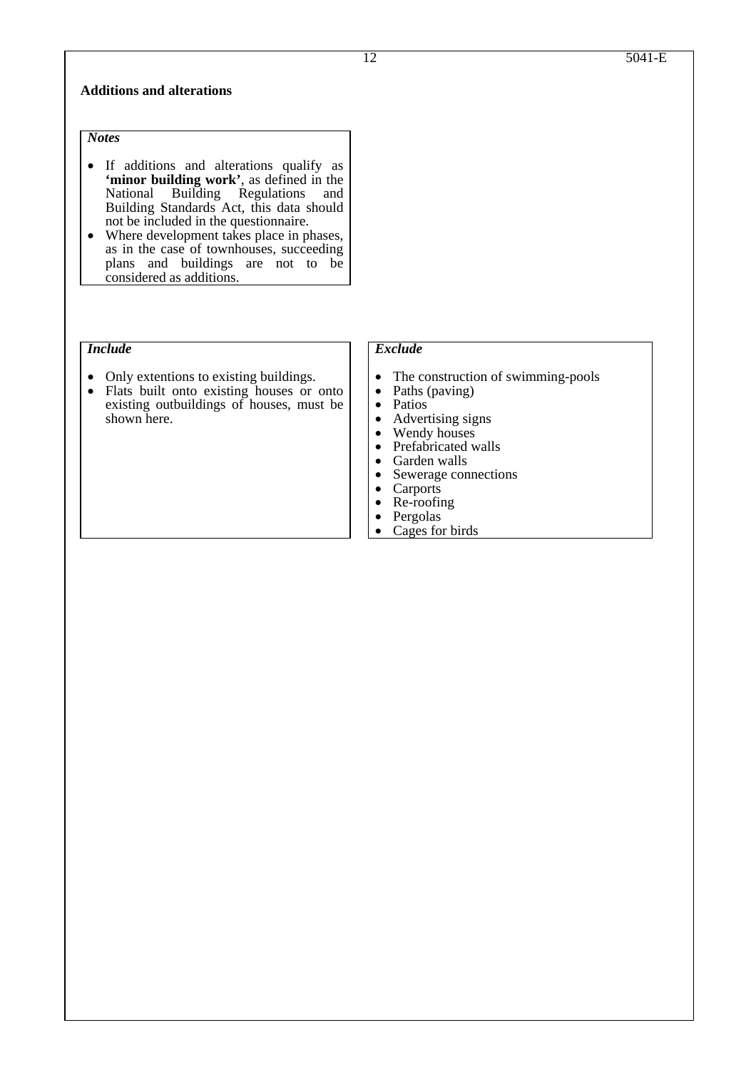**Additions and alterations**

***Notes***

- If additions and alterations qualify as **'minor building work'**, as defined in the National Building Regulations and Building Standards Act, this data should not be included in the questionnaire.
- Where development takes place in phases, as in the case of townhouses, succeeding plans and buildings are not to be considered as additions.

***Include***

- Only extentions to existing buildings.
- Flats built onto existing houses or onto existing outbuildings of houses, must be shown here.

***Exclude***

- The construction of swimming-pools
- Paths (paving)
- Patios
- Advertising signs
- Wendy houses
- Prefabricated walls
- Garden walls
- Sewerage connections
- Carports
- Re-roofing
- Pergolas
- Cages for birds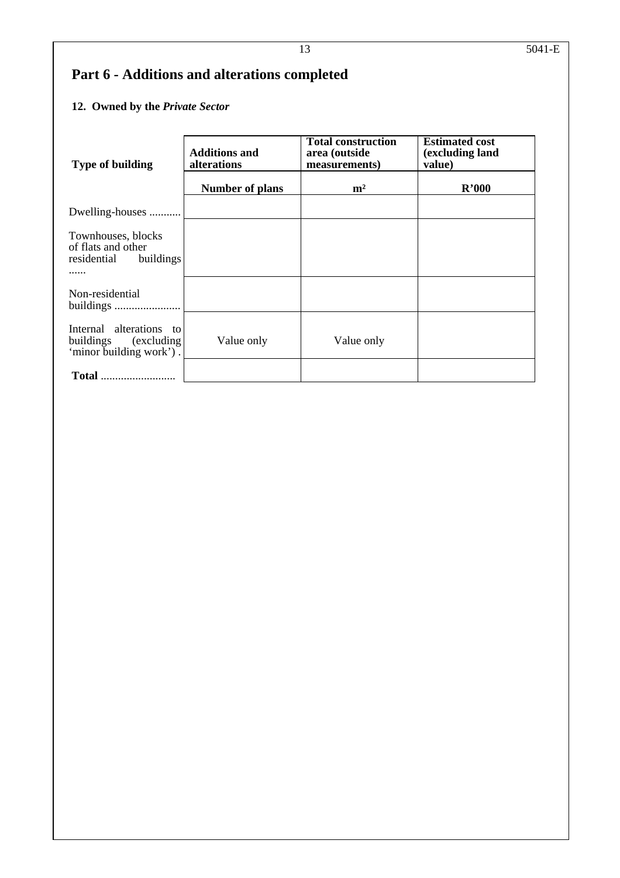## Part 6 - Additions and alterations completed

### 12. Owned by the *Private Sector*

| Type of building | Additions and alterations | Total construction area (outside measurements) | Estimated cost (excluding land value) |
|---|---|---|---|
| | **Number of plans** | **m²** | **R'000** |
| Dwelling-houses ........... | | | |
| Townhouses, blocks of flats and other residential buildings ...... | | | |
| Non-residential buildings ....................... | | | |
| Internal alterations to buildings (excluding 'minor building work') . | Value only | Value only | |
| **Total** .......................... | | | |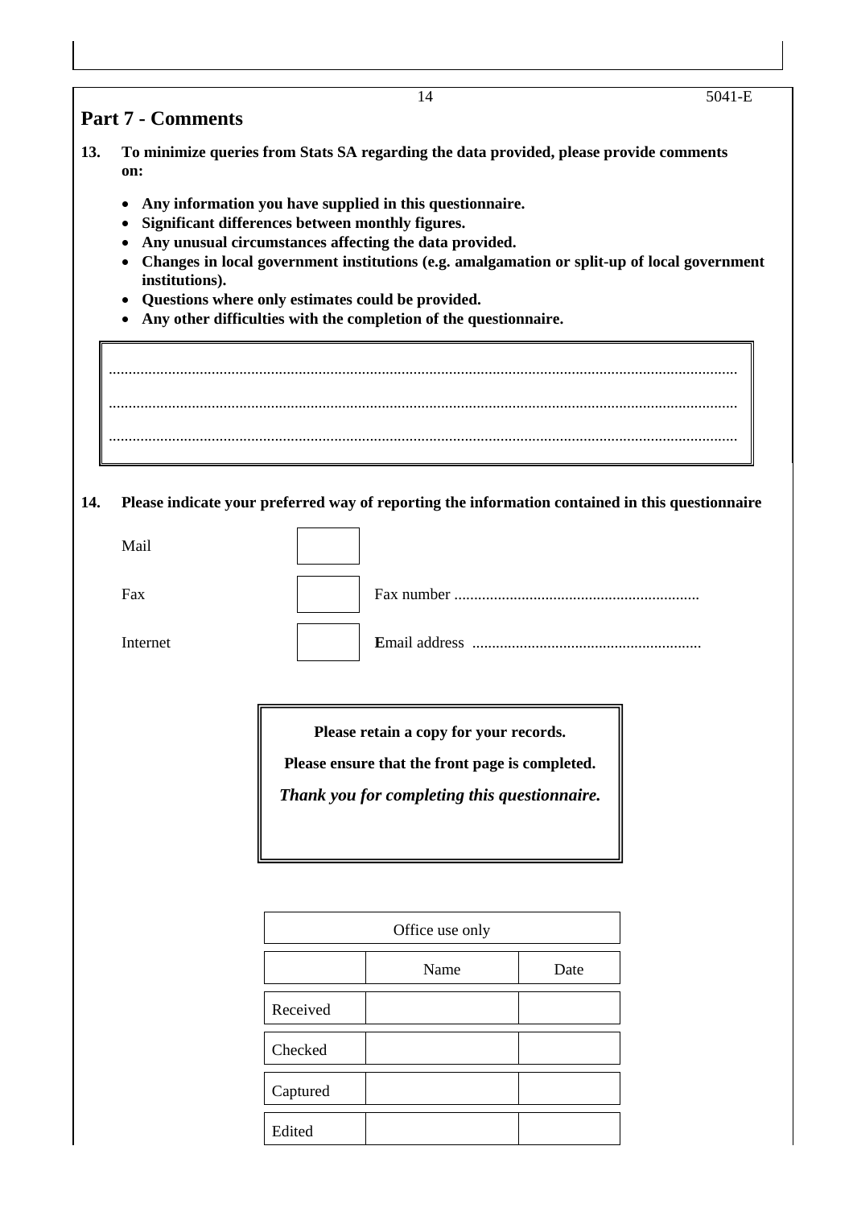## Part 7 - Comments

**13. To minimize queries from Stats SA regarding the data provided, please provide comments on:**

- **Any information you have supplied in this questionnaire.**
- **Significant differences between monthly figures.**
- **Any unusual circumstances affecting the data provided.**
- **Changes in local government institutions (e.g. amalgamation or split-up of local government institutions).**
- **Questions where only estimates could be provided.**
- **Any other difficulties with the completion of the questionnaire.**

..........................................................................................................................................................

..........................................................................................................................................................

..........................................................................................................................................................

**14. Please indicate your preferred way of reporting the information contained in this questionnaire**

| | | |
|---|---|---|
| Mail | ☐ | |
| Fax | ☐ | Fax number ............................................................. |
| Internet | ☐ | **E**mail address ......................................................... |

**Please retain a copy for your records.**

**Please ensure that the front page is completed.**

***Thank you for completing this questionnaire.***

| Office use only | | |
|---|---|---|
| | Name | Date |
| Received | | |
| Checked | | |
| Captured | | |
| Edited | | |